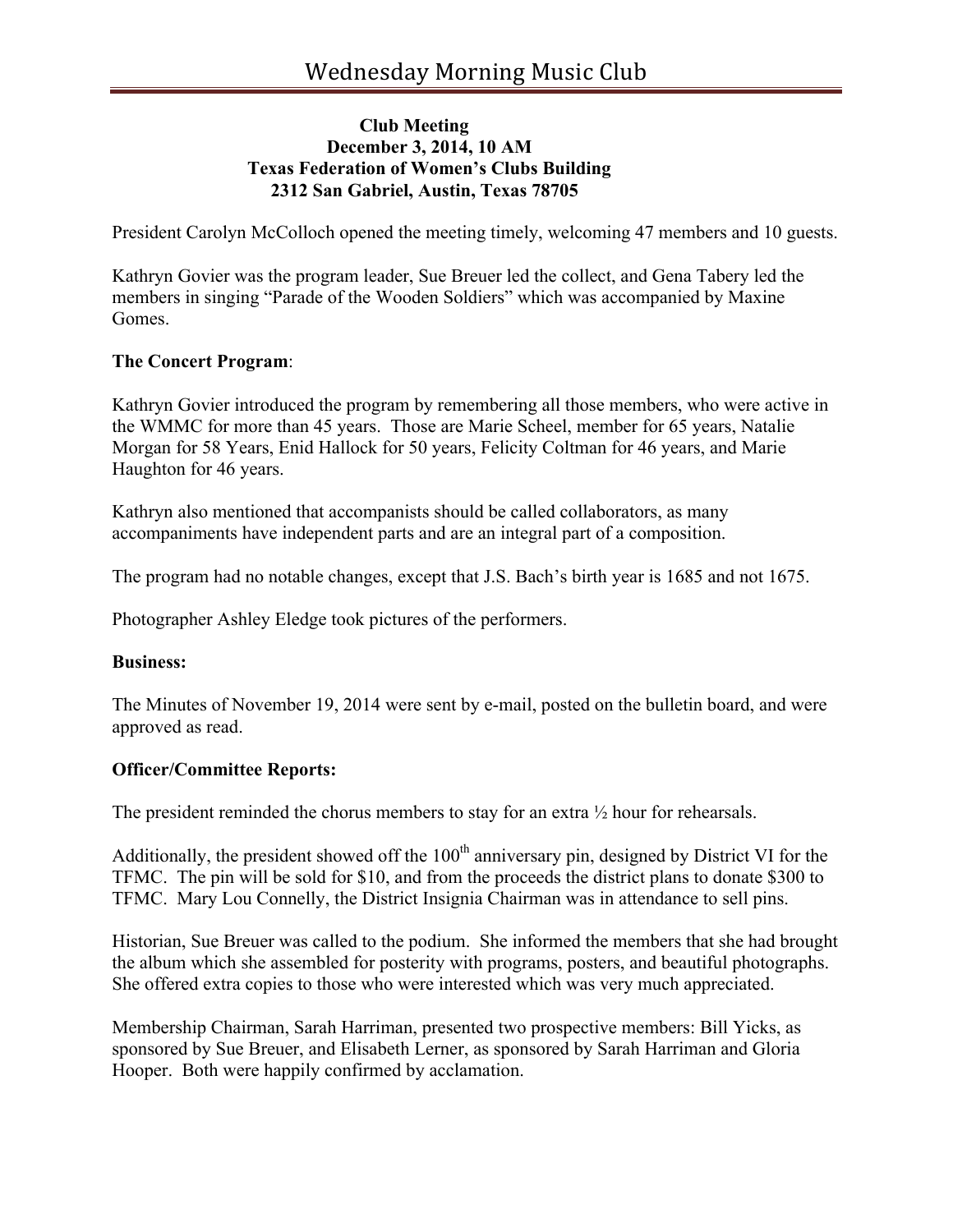# Wednesday Morning Music Club

**Club Meeting**
**December 3, 2014, 10 AM**
**Texas Federation of Women's Clubs Building**
**2312 San Gabriel, Austin, Texas 78705**

President Carolyn McColloch opened the meeting timely, welcoming 47 members and 10 guests.

Kathryn Govier was the program leader, Sue Breuer led the collect, and Gena Tabery led the members in singing "Parade of the Wooden Soldiers" which was accompanied by Maxine Gomes.

**The Concert Program**:

Kathryn Govier introduced the program by remembering all those members, who were active in the WMMC for more than 45 years. Those are Marie Scheel, member for 65 years, Natalie Morgan for 58 Years, Enid Hallock for 50 years, Felicity Coltman for 46 years, and Marie Haughton for 46 years.

Kathryn also mentioned that accompanists should be called collaborators, as many accompaniments have independent parts and are an integral part of a composition.

The program had no notable changes, except that J.S. Bach's birth year is 1685 and not 1675.

Photographer Ashley Eledge took pictures of the performers.

**Business:**

The Minutes of November 19, 2014 were sent by e-mail, posted on the bulletin board, and were approved as read.

**Officer/Committee Reports:**

The president reminded the chorus members to stay for an extra ½ hour for rehearsals.

Additionally, the president showed off the 100th anniversary pin, designed by District VI for the TFMC. The pin will be sold for $10, and from the proceeds the district plans to donate $300 to TFMC. Mary Lou Connelly, the District Insignia Chairman was in attendance to sell pins.

Historian, Sue Breuer was called to the podium. She informed the members that she had brought the album which she assembled for posterity with programs, posters, and beautiful photographs. She offered extra copies to those who were interested which was very much appreciated.

Membership Chairman, Sarah Harriman, presented two prospective members: Bill Yicks, as sponsored by Sue Breuer, and Elisabeth Lerner, as sponsored by Sarah Harriman and Gloria Hooper. Both were happily confirmed by acclamation.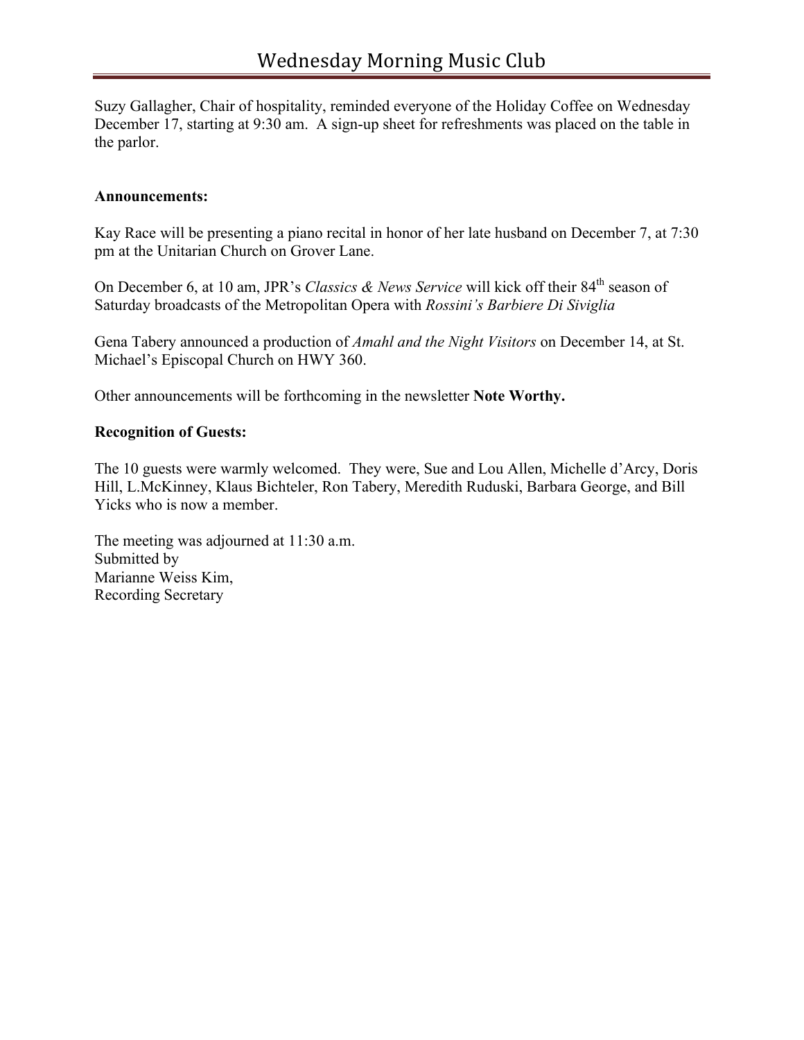Suzy Gallagher, Chair of hospitality, reminded everyone of the Holiday Coffee on Wednesday December 17, starting at 9:30 am. A sign-up sheet for refreshments was placed on the table in the parlor.

**Announcements:**

Kay Race will be presenting a piano recital in honor of her late husband on December 7, at 7:30 pm at the Unitarian Church on Grover Lane.

On December 6, at 10 am, JPR's *Classics & News Service* will kick off their 84th season of Saturday broadcasts of the Metropolitan Opera with *Rossini's Barbiere Di Siviglia*

Gena Tabery announced a production of *Amahl and the Night Visitors* on December 14, at St. Michael's Episcopal Church on HWY 360.

Other announcements will be forthcoming in the newsletter **Note Worthy.**

**Recognition of Guests:**

The 10 guests were warmly welcomed. They were, Sue and Lou Allen, Michelle d'Arcy, Doris Hill, L.McKinney, Klaus Bichteler, Ron Tabery, Meredith Ruduski, Barbara George, and Bill Yicks who is now a member.

The meeting was adjourned at 11:30 a.m.
Submitted by
Marianne Weiss Kim,
Recording Secretary